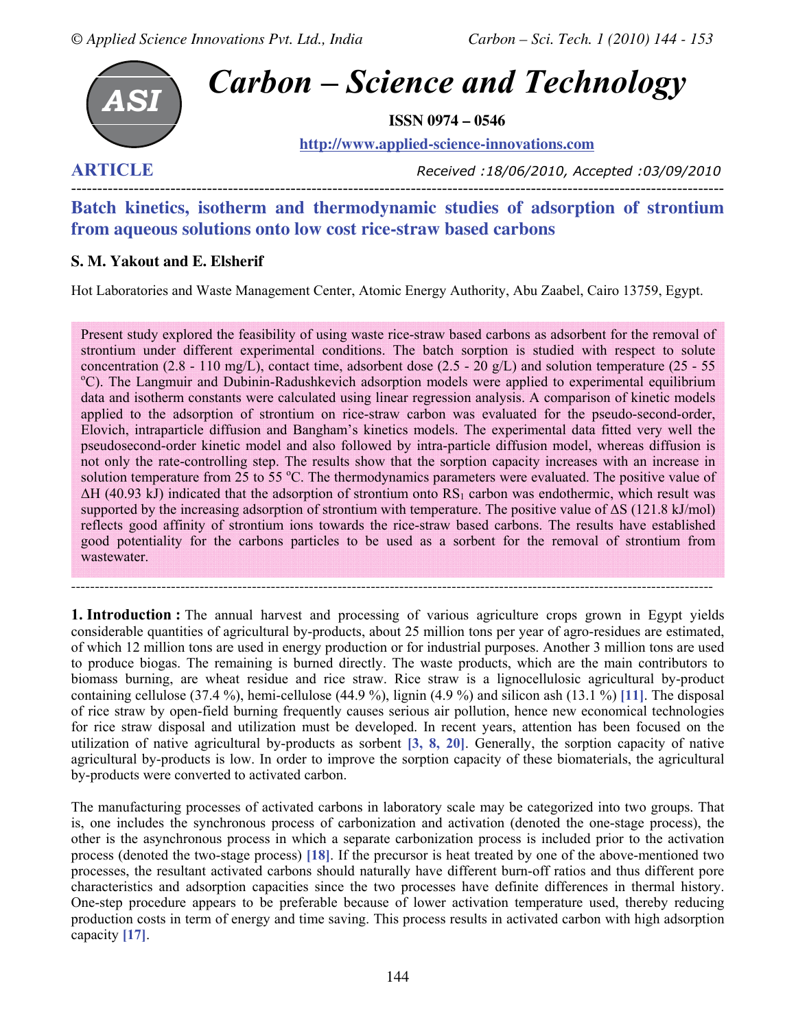# Batch kinetics, isotherm and thermodynamic studies of adsorption of strontium from aqueous solutions onto low cost rice-straw based carbons

**ARTICLE** — *Received :18/06/2010, Accepted :03/09/2010*

**S. M. Yakout and E. Elsherif**

Hot Laboratories and Waste Management Center, Atomic Energy Authority, Abu Zaabel, Cairo 13759, Egypt.

Present study explored the feasibility of using waste rice-straw based carbons as adsorbent for the removal of strontium under different experimental conditions. The batch sorption is studied with respect to solute concentration (2.8 - 110 mg/L), contact time, adsorbent dose (2.5 - 20 g/L) and solution temperature (25 - 55 °C). The Langmuir and Dubinin-Radushkevich adsorption models were applied to experimental equilibrium data and isotherm constants were calculated using linear regression analysis. A comparison of kinetic models applied to the adsorption of strontium on rice-straw carbon was evaluated for the pseudo-second-order, Elovich, intraparticle diffusion and Bangham's kinetics models. The experimental data fitted very well the pseudosecond-order kinetic model and also followed by intra-particle diffusion model, whereas diffusion is not only the rate-controlling step. The results show that the sorption capacity increases with an increase in solution temperature from 25 to 55 °C. The thermodynamics parameters were evaluated. The positive value of ΔH (40.93 kJ) indicated that the adsorption of strontium onto $RS_1$ carbon was endothermic, which result was supported by the increasing adsorption of strontium with temperature. The positive value of ΔS (121.8 kJ/mol) reflects good affinity of strontium ions towards the rice-straw based carbons. The results have established good potentiality for the carbons particles to be used as a sorbent for the removal of strontium from wastewater.

**1. Introduction :** The annual harvest and processing of various agriculture crops grown in Egypt yields considerable quantities of agricultural by-products, about 25 million tons per year of agro-residues are estimated, of which 12 million tons are used in energy production or for industrial purposes. Another 3 million tons are used to produce biogas. The remaining is burned directly. The waste products, which are the main contributors to biomass burning, are wheat residue and rice straw. Rice straw is a lignocellulosic agricultural by-product containing cellulose (37.4 %), hemi-cellulose (44.9 %), lignin (4.9 %) and silicon ash (13.1 %) [11]. The disposal of rice straw by open-field burning frequently causes serious air pollution, hence new economical technologies for rice straw disposal and utilization must be developed. In recent years, attention has been focused on the utilization of native agricultural by-products as sorbent [3, 8, 20]. Generally, the sorption capacity of native agricultural by-products is low. In order to improve the sorption capacity of these biomaterials, the agricultural by-products were converted to activated carbon.

The manufacturing processes of activated carbons in laboratory scale may be categorized into two groups. That is, one includes the synchronous process of carbonization and activation (denoted the one-stage process), the other is the asynchronous process in which a separate carbonization process is included prior to the activation process (denoted the two-stage process) [18]. If the precursor is heat treated by one of the above-mentioned two processes, the resultant activated carbons should naturally have different burn-off ratios and thus different pore characteristics and adsorption capacities since the two processes have definite differences in thermal history. One-step procedure appears to be preferable because of lower activation temperature used, thereby reducing production costs in term of energy and time saving. This process results in activated carbon with high adsorption capacity [17].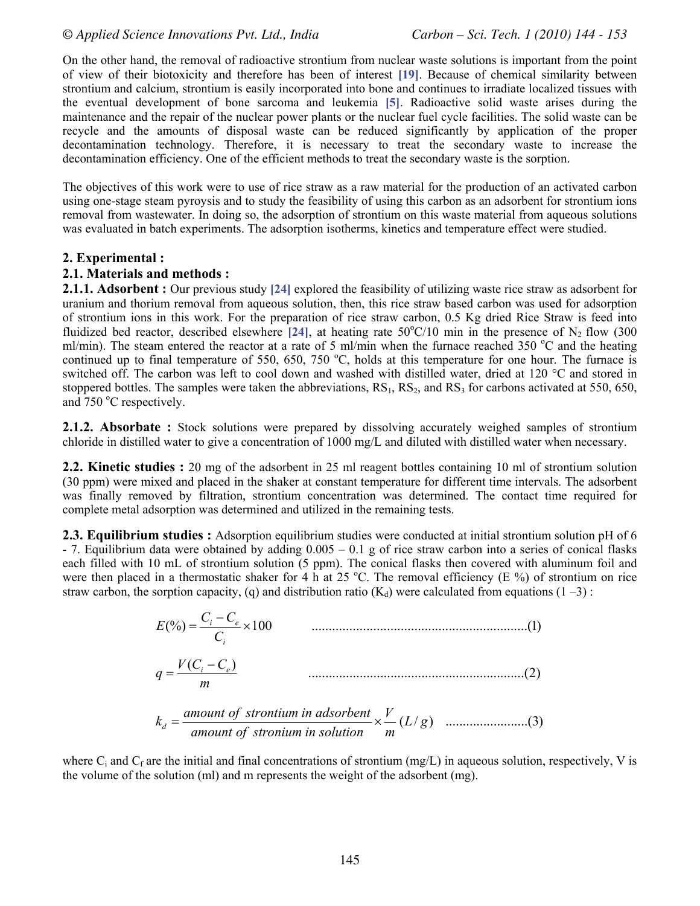On the other hand, the removal of radioactive strontium from nuclear waste solutions is important from the point of view of their biotoxicity and therefore has been of interest [19]. Because of chemical similarity between strontium and calcium, strontium is easily incorporated into bone and continues to irradiate localized tissues with the eventual development of bone sarcoma and leukemia [5]. Radioactive solid waste arises during the maintenance and the repair of the nuclear power plants or the nuclear fuel cycle facilities. The solid waste can be recycle and the amounts of disposal waste can be reduced significantly by application of the proper decontamination technology. Therefore, it is necessary to treat the secondary waste to increase the decontamination efficiency. One of the efficient methods to treat the secondary waste is the sorption.

The objectives of this work were to use of rice straw as a raw material for the production of an activated carbon using one-stage steam pyrosyis and to study the feasibility of using this carbon as an adsorbent for strontium ions removal from wastewater. In doing so, the adsorption of strontium on this waste material from aqueous solutions was evaluated in batch experiments. The adsorption isotherms, kinetics and temperature effect were studied.

## 2. Experimental :

### 2.1. Materials and methods :

**2.1.1. Adsorbent :** Our previous study [24] explored the feasibility of utilizing waste rice straw as adsorbent for uranium and thorium removal from aqueous solution, then, this rice straw based carbon was used for adsorption of strontium ions in this work. For the preparation of rice straw carbon, 0.5 Kg dried Rice Straw is feed into fluidized bed reactor, described elsewhere [24], at heating rate 50$^o$C/10 min in the presence of $N_2$ flow (300 ml/min). The steam entered the reactor at a rate of 5 ml/min when the furnace reached 350 $^o$C and the heating continued up to final temperature of 550, 650, 750 $^o$C, holds at this temperature for one hour. The furnace is switched off. The carbon was left to cool down and washed with distilled water, dried at 120 °C and stored in stoppered bottles. The samples were taken the abbreviations, $RS_1$, $RS_2$, and $RS_3$ for carbons activated at 550, 650, and 750 $^o$C respectively.

**2.1.2. Absorbate :** Stock solutions were prepared by dissolving accurately weighed samples of strontium chloride in distilled water to give a concentration of 1000 mg/L and diluted with distilled water when necessary.

**2.2. Kinetic studies :** 20 mg of the adsorbent in 25 ml reagent bottles containing 10 ml of strontium solution (30 ppm) were mixed and placed in the shaker at constant temperature for different time intervals. The adsorbent was finally removed by filtration, strontium concentration was determined. The contact time required for complete metal adsorption was determined and utilized in the remaining tests.

**2.3. Equilibrium studies :** Adsorption equilibrium studies were conducted at initial strontium solution pH of 6 - 7. Equilibrium data were obtained by adding 0.005 – 0.1 g of rice straw carbon into a series of conical flasks each filled with 10 mL of strontium solution (5 ppm). The conical flasks then covered with aluminum foil and were then placed in a thermostatic shaker for 4 h at 25 $^o$C. The removal efficiency (E %) of strontium on rice straw carbon, the sorption capacity, (q) and distribution ratio ($K_d$) were calculated from equations (1 –3) :

$$E(\%) = \frac{C_i - C_e}{C_i} \times 100 \qquad (1)$$

$$q = \frac{V(C_i - C_e)}{m} \qquad (2)$$

$$k_d = \frac{amount\ of\ strontium\ in\ adsorbent}{amount\ of\ stronium\ in\ solution} \times \frac{V}{m}\ (L/g) \qquad (3)$$

where $C_i$ and $C_f$ are the initial and final concentrations of strontium (mg/L) in aqueous solution, respectively, V is the volume of the solution (ml) and m represents the weight of the adsorbent (mg).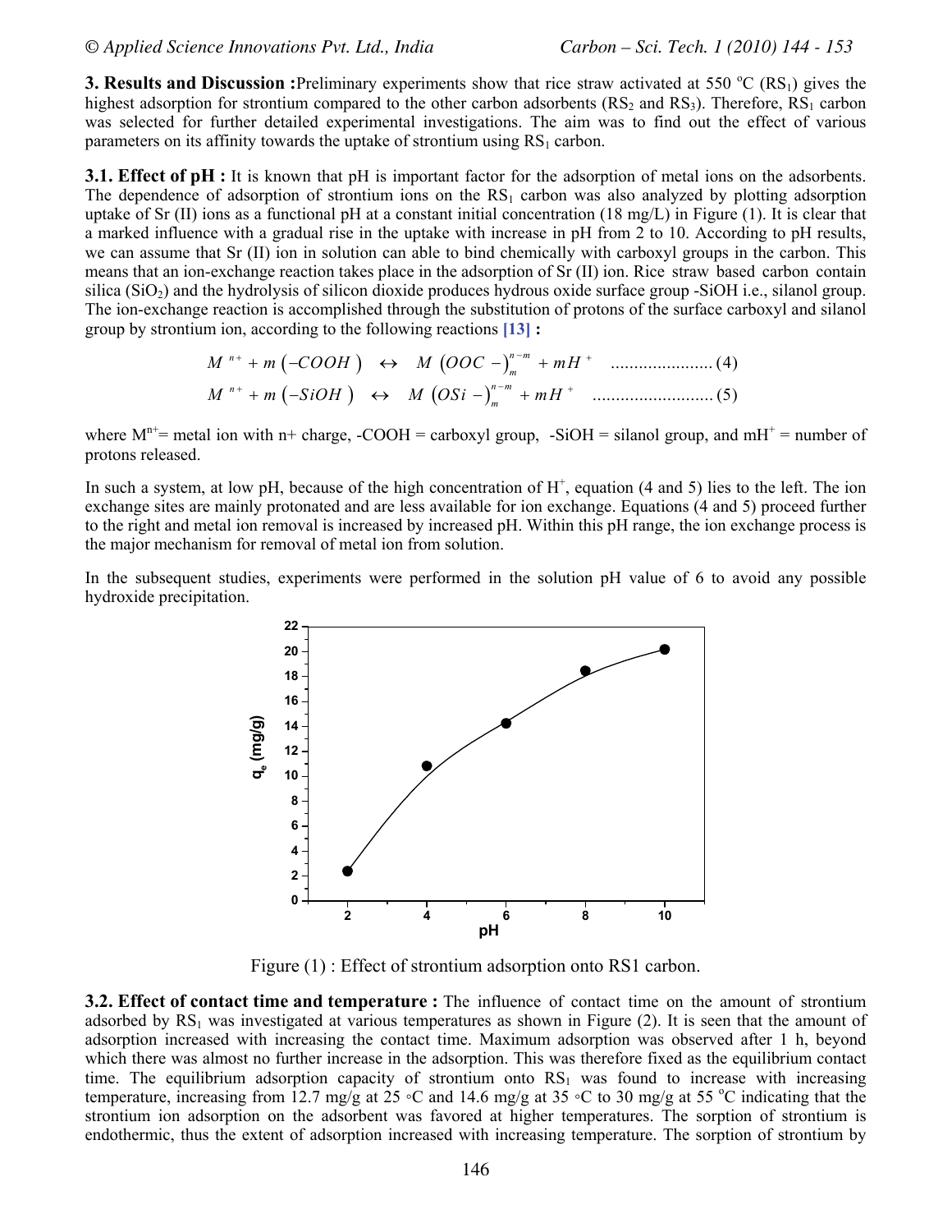**3. Results and Discussion :** Preliminary experiments show that rice straw activated at 550 °C ($RS_1$) gives the highest adsorption for strontium compared to the other carbon adsorbents ($RS_2$ and $RS_3$). Therefore, $RS_1$ carbon was selected for further detailed experimental investigations. The aim was to find out the effect of various parameters on its affinity towards the uptake of strontium using $RS_1$ carbon.

**3.1. Effect of pH :** It is known that pH is important factor for the adsorption of metal ions on the adsorbents. The dependence of adsorption of strontium ions on the $RS_1$ carbon was also analyzed by plotting adsorption uptake of Sr (II) ions as a functional pH at a constant initial concentration (18 mg/L) in Figure (1). It is clear that a marked influence with a gradual rise in the uptake with increase in pH from 2 to 10. According to pH results, we can assume that Sr (II) ion in solution can able to bind chemically with carboxyl groups in the carbon. This means that an ion-exchange reaction takes place in the adsorption of Sr (II) ion. Rice straw based carbon contain silica ($SiO_2$) and the hydrolysis of silicon dioxide produces hydrous oxide surface group -SiOH i.e., silanol group. The ion-exchange reaction is accomplished through the substitution of protons of the surface carboxyl and silanol group by strontium ion, according to the following reactions [13] :

$$M^{n+} + m\left(-COOH\right) \leftrightarrow M\left(OOC-\right)_m^{n-m} + mH^+ \quad \text{......................} (4)$$

$$M^{n+} + m\left(-SiOH\right) \leftrightarrow M\left(OSi-\right)_m^{n-m} + mH^+ \quad \text{..........................} (5)$$

where $M^{n+}$= metal ion with n+ charge, -COOH = carboxyl group, -SiOH = silanol group, and $mH^+$ = number of protons released.

In such a system, at low pH, because of the high concentration of $H^+$, equation (4 and 5) lies to the left. The ion exchange sites are mainly protonated and are less available for ion exchange. Equations (4 and 5) proceed further to the right and metal ion removal is increased by increased pH. Within this pH range, the ion exchange process is the major mechanism for removal of metal ion from solution.

In the subsequent studies, experiments were performed in the solution pH value of 6 to avoid any possible hydroxide precipitation.

Figure (1) : Effect of strontium adsorption onto RS1 carbon.

**3.2. Effect of contact time and temperature :** The influence of contact time on the amount of strontium adsorbed by $RS_1$ was investigated at various temperatures as shown in Figure (2). It is seen that the amount of adsorption increased with increasing the contact time. Maximum adsorption was observed after 1 h, beyond which there was almost no further increase in the adsorption. This was therefore fixed as the equilibrium contact time. The equilibrium adsorption capacity of strontium onto $RS_1$ was found to increase with increasing temperature, increasing from 12.7 mg/g at 25 ◦C and 14.6 mg/g at 35 ◦C to 30 mg/g at 55 °C indicating that the strontium ion adsorption on the adsorbent was favored at higher temperatures. The sorption of strontium is endothermic, thus the extent of adsorption increased with increasing temperature. The sorption of strontium by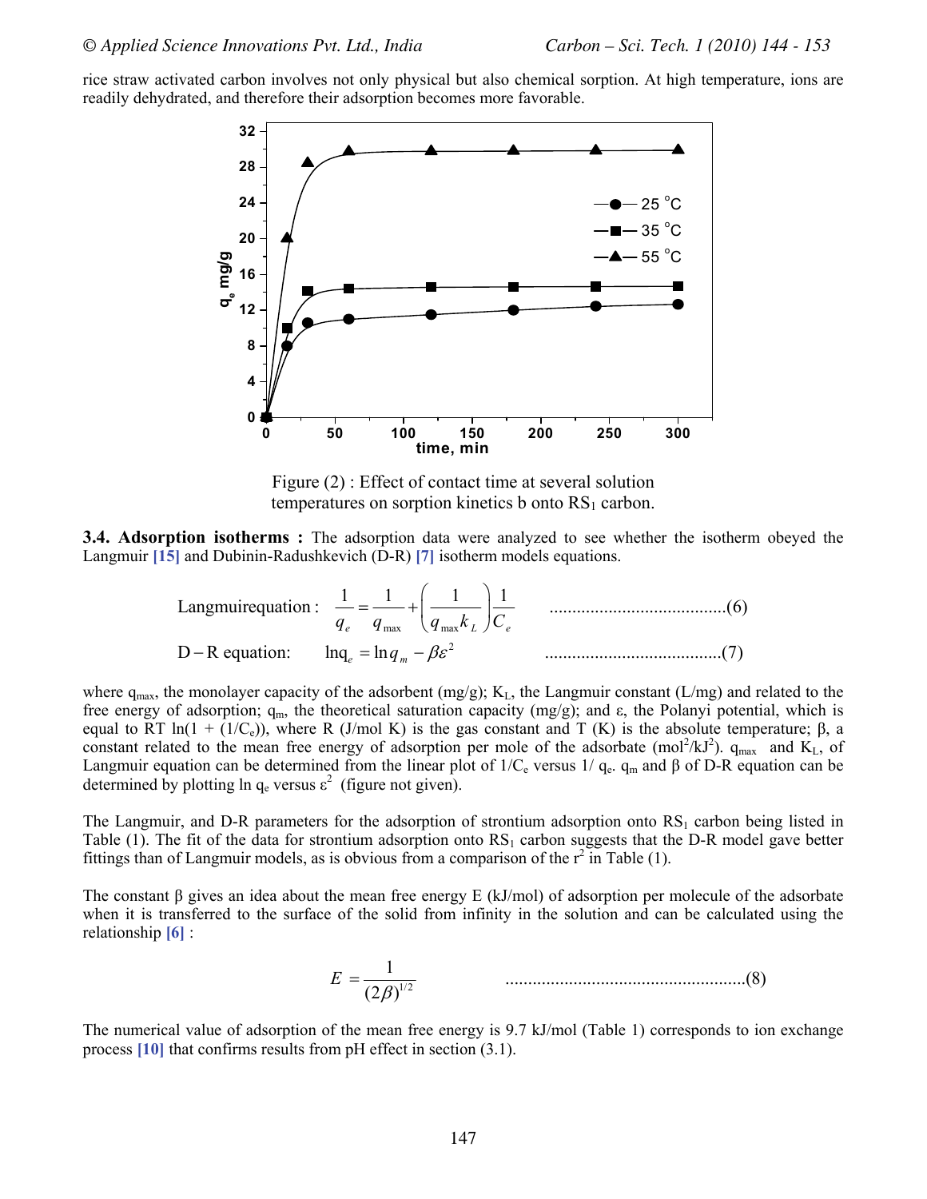rice straw activated carbon involves not only physical but also chemical sorption. At high temperature, ions are readily dehydrated, and therefore their adsorption becomes more favorable.

Figure (2) : Effect of contact time at several solution temperatures on sorption kinetics b onto $RS_1$ carbon.

**3.4. Adsorption isotherms :** The adsorption data were analyzed to see whether the isotherm obeyed the Langmuir [15] and Dubinin-Radushkevich (D-R) [7] isotherm models equations.

$$\text{Langmuir equation:} \quad \frac{1}{q_e} = \frac{1}{q_{\max}} + \left(\frac{1}{q_{\max} k_L}\right)\frac{1}{C_e} \qquad \text{.......................................(6)}$$

$$\text{D-R equation:} \quad \ln q_e = \ln q_m - \beta\varepsilon^2 \qquad \text{.......................................(7)}$$

where $q_{max}$, the monolayer capacity of the adsorbent (mg/g); $K_L$, the Langmuir constant (L/mg) and related to the free energy of adsorption; $q_m$, the theoretical saturation capacity (mg/g); and $\varepsilon$, the Polanyi potential, which is equal to RT $\ln(1 + (1/C_e))$, where R (J/mol K) is the gas constant and T (K) is the absolute temperature; $\beta$, a constant related to the mean free energy of adsorption per mole of the adsorbate ($mol^2/kJ^2$). $q_{max}$ and $K_L$, of Langmuir equation can be determined from the linear plot of $1/C_e$ versus $1/q_e$. $q_m$ and $\beta$ of D-R equation can be determined by plotting $\ln q_e$ versus $\varepsilon^2$ (figure not given).

The Langmuir, and D-R parameters for the adsorption of strontium adsorption onto $RS_1$ carbon being listed in Table (1). The fit of the data for strontium adsorption onto $RS_1$ carbon suggests that the D-R model gave better fittings than of Langmuir models, as is obvious from a comparison of the $r^2$ in Table (1).

The constant $\beta$ gives an idea about the mean free energy E (kJ/mol) of adsorption per molecule of the adsorbate when it is transferred to the surface of the solid from infinity in the solution and can be calculated using the relationship [6] :

$$E = \frac{1}{(2\beta)^{1/2}} \qquad \text{.....................................................(8)}$$

The numerical value of adsorption of the mean free energy is 9.7 kJ/mol (Table 1) corresponds to ion exchange process [10] that confirms results from pH effect in section (3.1).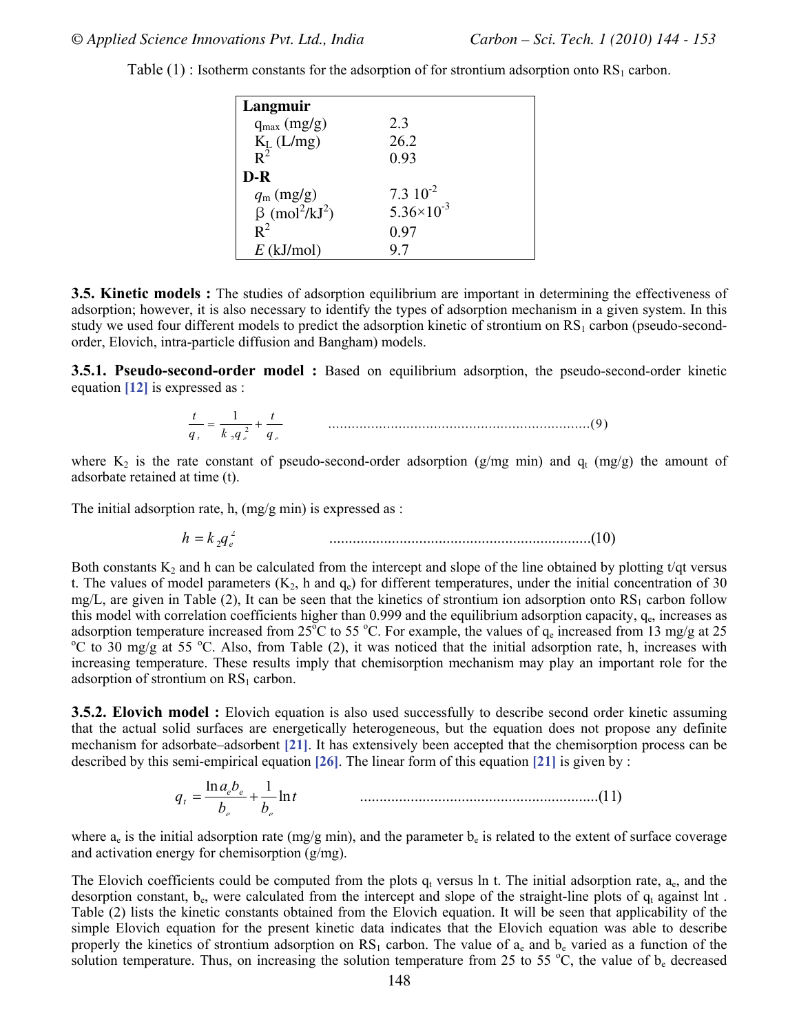Table (1) : Isotherm constants for the adsorption of for strontium adsorption onto $RS_1$ carbon.

| **Langmuir** | |
|---|---|
| $q_{max}$ (mg/g) | 2.3 |
| $K_L$ (L/mg) | 26.2 |
| $R^2$ | 0.93 |
| **D-R** | |
| $q_m$ (mg/g) | $7.3\ 10^{-2}$ |
| $\beta$ ($mol^2/kJ^2$) | $5.36\times10^{-3}$ |
| $R^2$ | 0.97 |
| $E$ (kJ/mol) | 9.7 |

**3.5. Kinetic models :** The studies of adsorption equilibrium are important in determining the effectiveness of adsorption; however, it is also necessary to identify the types of adsorption mechanism in a given system. In this study we used four different models to predict the adsorption kinetic of strontium on $RS_1$ carbon (pseudo-second-order, Elovich, intra-particle diffusion and Bangham) models.

**3.5.1. Pseudo-second-order model :** Based on equilibrium adsorption, the pseudo-second-order kinetic equation [12] is expressed as :

$$\frac{t}{q_t} = \frac{1}{k_2 q_e^2} + \frac{t}{q_e} \qquad (9)$$

where $K_2$ is the rate constant of pseudo-second-order adsorption (g/mg min) and $q_t$ (mg/g) the amount of adsorbate retained at time (t).

The initial adsorption rate, h, (mg/g min) is expressed as :

$$h = k_2 q_e^2 \qquad (10)$$

Both constants $K_2$ and h can be calculated from the intercept and slope of the line obtained by plotting t/qt versus t. The values of model parameters ($K_2$, h and $q_e$) for different temperatures, under the initial concentration of 30 mg/L, are given in Table (2), It can be seen that the kinetics of strontium ion adsorption onto $RS_1$ carbon follow this model with correlation coefficients higher than 0.999 and the equilibrium adsorption capacity, $q_e$, increases as adsorption temperature increased from 25°C to 55 °C. For example, the values of $q_e$ increased from 13 mg/g at 25 °C to 30 mg/g at 55 °C. Also, from Table (2), it was noticed that the initial adsorption rate, h, increases with increasing temperature. These results imply that chemisorption mechanism may play an important role for the adsorption of strontium on $RS_1$ carbon.

**3.5.2. Elovich model :** Elovich equation is also used successfully to describe second order kinetic assuming that the actual solid surfaces are energetically heterogeneous, but the equation does not propose any definite mechanism for adsorbate–adsorbent [21]. It has extensively been accepted that the chemisorption process can be described by this semi-empirical equation [26]. The linear form of this equation [21] is given by :

$$q_t = \frac{\ln a_e b_e}{b_e} + \frac{1}{b_e} \ln t \qquad (11)$$

where $a_e$ is the initial adsorption rate (mg/g min), and the parameter $b_e$ is related to the extent of surface coverage and activation energy for chemisorption (g/mg).

The Elovich coefficients could be computed from the plots $q_t$ versus ln t. The initial adsorption rate, $a_e$, and the desorption constant, $b_e$, were calculated from the intercept and slope of the straight-line plots of $q_t$ against lnt . Table (2) lists the kinetic constants obtained from the Elovich equation. It will be seen that applicability of the simple Elovich equation for the present kinetic data indicates that the Elovich equation was able to describe properly the kinetics of strontium adsorption on $RS_1$ carbon. The value of $a_e$ and $b_e$ varied as a function of the solution temperature. Thus, on increasing the solution temperature from 25 to 55 °C, the value of $b_e$ decreased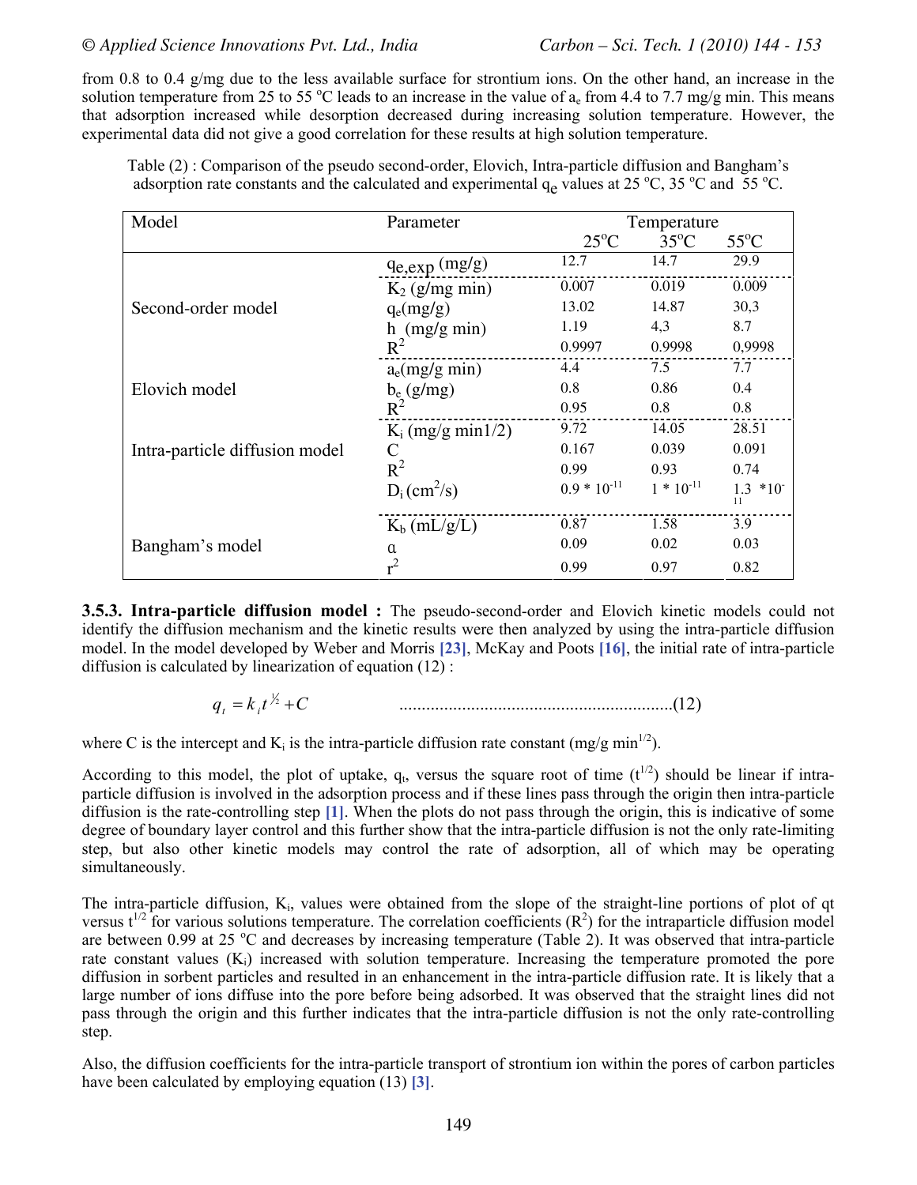from 0.8 to 0.4 g/mg due to the less available surface for strontium ions. On the other hand, an increase in the solution temperature from 25 to 55 °C leads to an increase in the value of $a_e$ from 4.4 to 7.7 mg/g min. This means that adsorption increased while desorption decreased during increasing solution temperature. However, the experimental data did not give a good correlation for these results at high solution temperature.

Table (2) : Comparison of the pseudo second-order, Elovich, Intra-particle diffusion and Bangham's adsorption rate constants and the calculated and experimental $q_e$ values at 25 °C, 35 °C and 55 °C.

| Model | Parameter | Temperature | | |
|---|---|---|---|---|
| | | 25°C | 35°C | 55°C |
| | $q_{e,exp}$ (mg/g) | 12.7 | 14.7 | 29.9 |
| Second-order model | $K_2$ (g/mg min) | 0.007 | 0.019 | 0.009 |
| | $q_e$(mg/g) | 13.02 | 14.87 | 30,3 |
| | h (mg/g min) | 1.19 | 4,3 | 8.7 |
| | $R^2$ | 0.9997 | 0.9998 | 0,9998 |
| Elovich model | $a_e$(mg/g min) | 4.4 | 7.5 | 7.7 |
| | $b_e$ (g/mg) | 0.8 | 0.86 | 0.4 |
| | $R^2$ | 0.95 | 0.8 | 0.8 |
| Intra-particle diffusion model | $K_i$ (mg/g min1/2) | 9.72 | 14.05 | 28.51 |
| | C | 0.167 | 0.039 | 0.091 |
| | $R^2$ | 0.99 | 0.93 | 0.74 |
| | $D_i$ ($cm^2$/s) | $0.9 * 10^{-11}$ | $1 * 10^{-11}$ | $1.3 * 10^{-11}$ |
| Bangham's model | $K_b$ (mL/g/L) | 0.87 | 1.58 | 3.9 |
| | α | 0.09 | 0.02 | 0.03 |
| | $r^2$ | 0.99 | 0.97 | 0.82 |

**3.5.3. Intra-particle diffusion model :** The pseudo-second-order and Elovich kinetic models could not identify the diffusion mechanism and the kinetic results were then analyzed by using the intra-particle diffusion model. In the model developed by Weber and Morris [23], McKay and Poots [16], the initial rate of intra-particle diffusion is calculated by linearization of equation (12) :

$$q_t = k_i t^{1/2} + C \qquad \text{.............................................................(12)}$$

where C is the intercept and $K_i$ is the intra-particle diffusion rate constant (mg/g $min^{1/2}$).

According to this model, the plot of uptake, $q_t$, versus the square root of time ($t^{1/2}$) should be linear if intra-particle diffusion is involved in the adsorption process and if these lines pass through the origin then intra-particle diffusion is the rate-controlling step [1]. When the plots do not pass through the origin, this is indicative of some degree of boundary layer control and this further show that the intra-particle diffusion is not the only rate-limiting step, but also other kinetic models may control the rate of adsorption, all of which may be operating simultaneously.

The intra-particle diffusion, $K_i$, values were obtained from the slope of the straight-line portions of plot of qt versus $t^{1/2}$ for various solutions temperature. The correlation coefficients ($R^2$) for the intraparticle diffusion model are between 0.99 at 25 °C and decreases by increasing temperature (Table 2). It was observed that intra-particle rate constant values ($K_i$) increased with solution temperature. Increasing the temperature promoted the pore diffusion in sorbent particles and resulted in an enhancement in the intra-particle diffusion rate. It is likely that a large number of ions diffuse into the pore before being adsorbed. It was observed that the straight lines did not pass through the origin and this further indicates that the intra-particle diffusion is not the only rate-controlling step.

Also, the diffusion coefficients for the intra-particle transport of strontium ion within the pores of carbon particles have been calculated by employing equation (13) [3].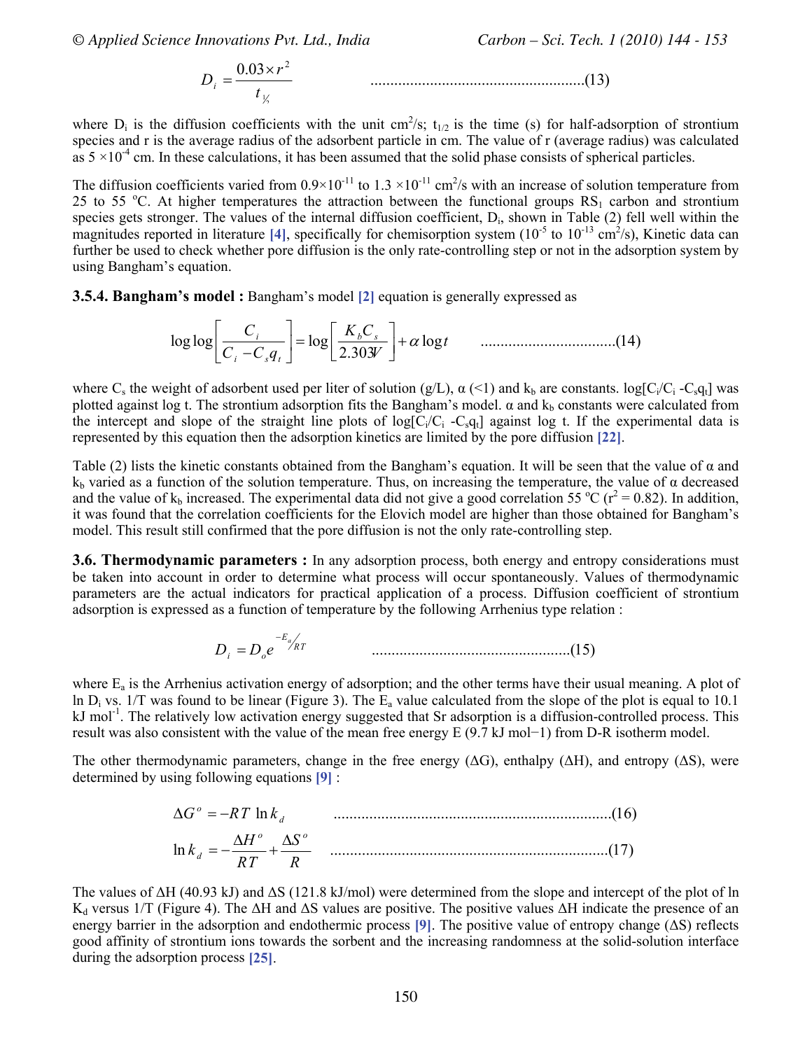$$D_i = \frac{0.03 \times r^2}{t_{1/2}} \qquad \text{.......................................................(13)}$$

where $D_i$ is the diffusion coefficients with the unit $cm^2/s$; $t_{1/2}$ is the time (s) for half-adsorption of strontium species and r is the average radius of the adsorbent particle in cm. The value of r (average radius) was calculated as $5 \times 10^{-4}$ cm. In these calculations, it has been assumed that the solid phase consists of spherical particles.

The diffusion coefficients varied from $0.9 \times 10^{-11}$ to $1.3 \times 10^{-11}$ $cm^2/s$ with an increase of solution temperature from 25 to 55 °C. At higher temperatures the attraction between the functional groups $RS_1$ carbon and strontium species gets stronger. The values of the internal diffusion coefficient, $D_i$, shown in Table (2) fell well within the magnitudes reported in literature [4], specifically for chemisorption system ($10^{-5}$ to $10^{-13}$ $cm^2/s$), Kinetic data can further be used to check whether pore diffusion is the only rate-controlling step or not in the adsorption system by using Bangham's equation.

**3.5.4. Bangham's model :** Bangham's model [2] equation is generally expressed as

$$\log\log\left[\frac{C_i}{C_i - C_s q_t}\right] = \log\left[\frac{K_b C_s}{2.303V}\right] + \alpha \log t \qquad \text{..................................(14)}$$

where $C_s$ the weight of adsorbent used per liter of solution (g/L), $\alpha$ (<1) and $k_b$ are constants. $\log[C_i/C_i - C_s q_t]$ was plotted against log t. The strontium adsorption fits the Bangham's model. $\alpha$ and $k_b$ constants were calculated from the intercept and slope of the straight line plots of $\log[C_i/C_i - C_s q_t]$ against log t. If the experimental data is represented by this equation then the adsorption kinetics are limited by the pore diffusion [22].

Table (2) lists the kinetic constants obtained from the Bangham's equation. It will be seen that the value of $\alpha$ and $k_b$ varied as a function of the solution temperature. Thus, on increasing the temperature, the value of $\alpha$ decreased and the value of $k_b$ increased. The experimental data did not give a good correlation 55 °C ($r^2 = 0.82$). In addition, it was found that the correlation coefficients for the Elovich model are higher than those obtained for Bangham's model. This result still confirmed that the pore diffusion is not the only rate-controlling step.

**3.6. Thermodynamic parameters :** In any adsorption process, both energy and entropy considerations must be taken into account in order to determine what process will occur spontaneously. Values of thermodynamic parameters are the actual indicators for practical application of a process. Diffusion coefficient of strontium adsorption is expressed as a function of temperature by the following Arrhenius type relation :

$$D_i = D_o e^{-E_a/RT} \qquad \text{..................................................(15)}$$

where $E_a$ is the Arrhenius activation energy of adsorption; and the other terms have their usual meaning. A plot of $\ln D_i$ vs. 1/T was found to be linear (Figure 3). The $E_a$ value calculated from the slope of the plot is equal to 10.1 kJ $mol^{-1}$. The relatively low activation energy suggested that Sr adsorption is a diffusion-controlled process. This result was also consistent with the value of the mean free energy E (9.7 kJ mol−1) from D-R isotherm model.

The other thermodynamic parameters, change in the free energy (ΔG), enthalpy (ΔH), and entropy (ΔS), were determined by using following equations [9] :

$$\Delta G^o = -RT \ln k_d \qquad \text{.....................................................................(16)}$$

$$\ln k_d = -\frac{\Delta H^o}{RT} + \frac{\Delta S^o}{R} \qquad \text{.....................................................................(17)}$$

The values of ΔH (40.93 kJ) and ΔS (121.8 kJ/mol) were determined from the slope and intercept of the plot of $\ln K_d$ versus 1/T (Figure 4). The ΔH and ΔS values are positive. The positive values ΔH indicate the presence of an energy barrier in the adsorption and endothermic process [9]. The positive value of entropy change (ΔS) reflects good affinity of strontium ions towards the sorbent and the increasing randomness at the solid-solution interface during the adsorption process [25].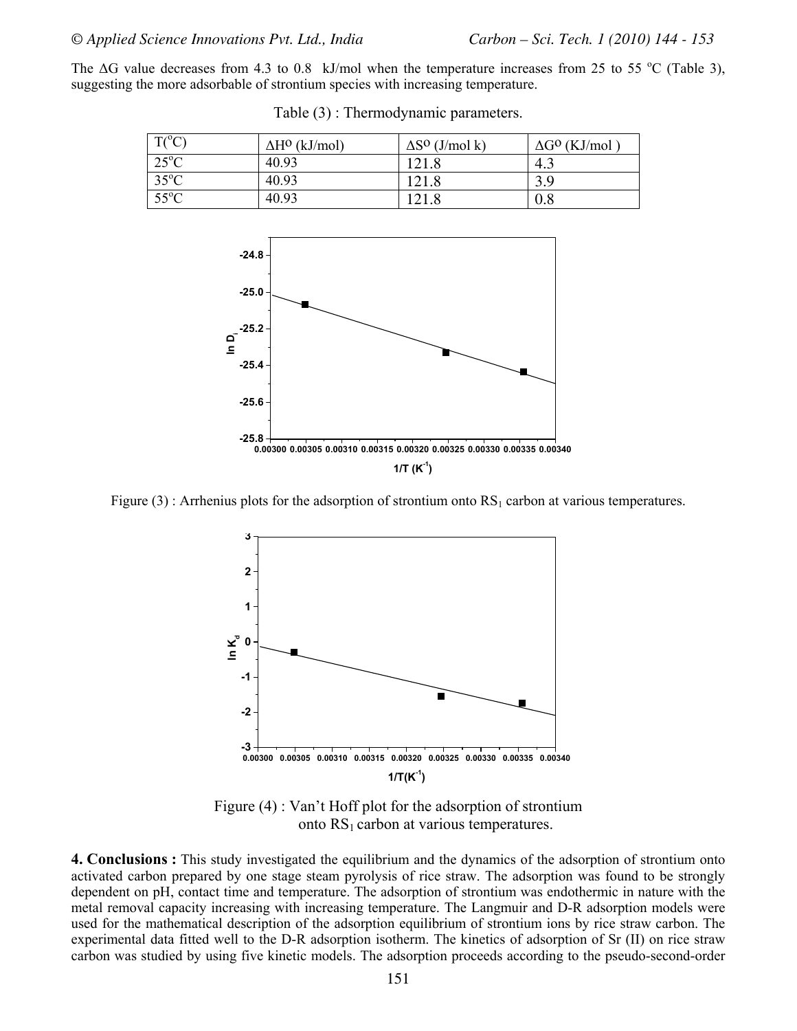The ΔG value decreases from 4.3 to 0.8 kJ/mol when the temperature increases from 25 to 55 °C (Table 3), suggesting the more adsorbable of strontium species with increasing temperature.

Table (3) : Thermodynamic parameters.

| T(°C) | ΔH° (kJ/mol) | ΔS° (J/mol k) | ΔG° (KJ/mol ) |
|---|---|---|---|
| 25°C | 40.93 | 121.8 | 4.3 |
| 35°C | 40.93 | 121.8 | 3.9 |
| 55°C | 40.93 | 121.8 | 0.8 |

Figure (3) : Arrhenius plots for the adsorption of strontium onto $RS_1$ carbon at various temperatures.

Figure (4) : Van't Hoff plot for the adsorption of strontium onto $RS_1$ carbon at various temperatures.

**4. Conclusions :** This study investigated the equilibrium and the dynamics of the adsorption of strontium onto activated carbon prepared by one stage steam pyrolysis of rice straw. The adsorption was found to be strongly dependent on pH, contact time and temperature. The adsorption of strontium was endothermic in nature with the metal removal capacity increasing with increasing temperature. The Langmuir and D-R adsorption models were used for the mathematical description of the adsorption equilibrium of strontium ions by rice straw carbon. The experimental data fitted well to the D-R adsorption isotherm. The kinetics of adsorption of Sr (II) on rice straw carbon was studied by using five kinetic models. The adsorption proceeds according to the pseudo-second-order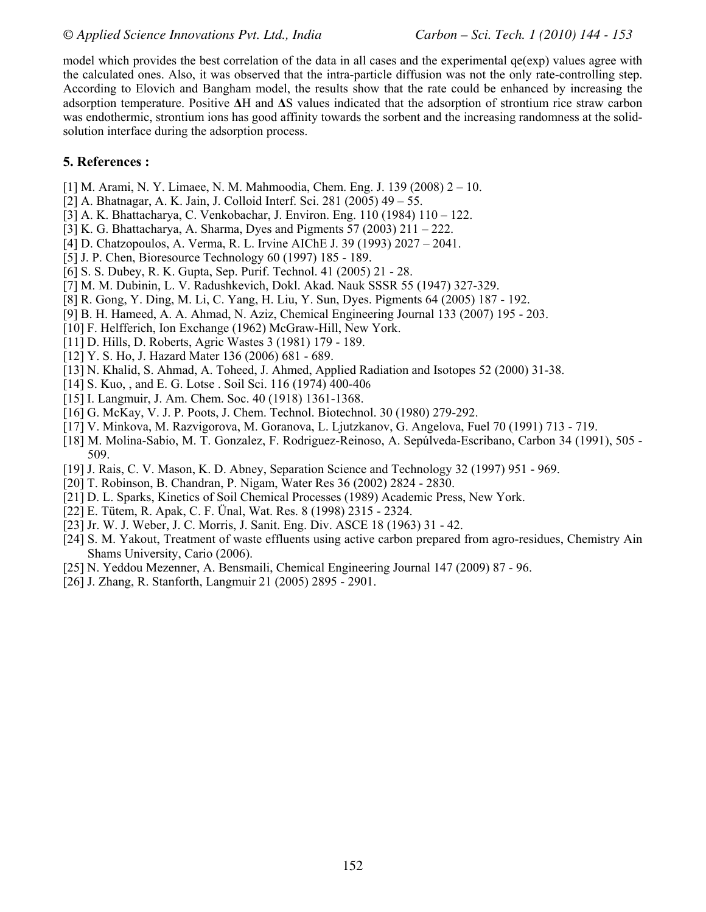model which provides the best correlation of the data in all cases and the experimental qe(exp) values agree with the calculated ones. Also, it was observed that the intra-particle diffusion was not the only rate-controlling step. According to Elovich and Bangham model, the results show that the rate could be enhanced by increasing the adsorption temperature. Positive **Δ**H and **Δ**S values indicated that the adsorption of strontium rice straw carbon was endothermic, strontium ions has good affinity towards the sorbent and the increasing randomness at the solid-solution interface during the adsorption process.

## 5. References :

[1] M. Arami, N. Y. Limaee, N. M. Mahmoodia, Chem. Eng. J. 139 (2008) 2 – 10.
[2] A. Bhatnagar, A. K. Jain, J. Colloid Interf. Sci. 281 (2005) 49 – 55.
[3] A. K. Bhattacharya, C. Venkobachar, J. Environ. Eng. 110 (1984) 110 – 122.
[3] K. G. Bhattacharya, A. Sharma, Dyes and Pigments 57 (2003) 211 – 222.
[4] D. Chatzopoulos, A. Verma, R. L. Irvine AIChE J. 39 (1993) 2027 – 2041.
[5] J. P. Chen, Bioresource Technology 60 (1997) 185 - 189.
[6] S. S. Dubey, R. K. Gupta, Sep. Purif. Technol. 41 (2005) 21 - 28.
[7] M. M. Dubinin, L. V. Radushkevich, Dokl. Akad. Nauk SSSR 55 (1947) 327-329.
[8] R. Gong, Y. Ding, M. Li, C. Yang, H. Liu, Y. Sun, Dyes. Pigments 64 (2005) 187 - 192.
[9] B. H. Hameed, A. A. Ahmad, N. Aziz, Chemical Engineering Journal 133 (2007) 195 - 203.
[10] F. Helfferich, Ion Exchange (1962) McGraw-Hill, New York.
[11] D. Hills, D. Roberts, Agric Wastes 3 (1981) 179 - 189.
[12] Y. S. Ho, J. Hazard Mater 136 (2006) 681 - 689.
[13] N. Khalid, S. Ahmad, A. Toheed, J. Ahmed, Applied Radiation and Isotopes 52 (2000) 31-38.
[14] S. Kuo, , and E. G. Lotse . Soil Sci. 116 (1974) 400-406
[15] I. Langmuir, J. Am. Chem. Soc. 40 (1918) 1361-1368.
[16] G. McKay, V. J. P. Poots, J. Chem. Technol. Biotechnol. 30 (1980) 279-292.
[17] V. Minkova, M. Razvigorova, M. Goranova, L. Ljutzkanov, G. Angelova, Fuel 70 (1991) 713 - 719.
[18] M. Molina-Sabio, M. T. Gonzalez, F. Rodriguez-Reinoso, A. Sepúlveda-Escribano, Carbon 34 (1991), 505 - 509.
[19] J. Rais, C. V. Mason, K. D. Abney, Separation Science and Technology 32 (1997) 951 - 969.
[20] T. Robinson, B. Chandran, P. Nigam, Water Res 36 (2002) 2824 - 2830.
[21] D. L. Sparks, Kinetics of Soil Chemical Processes (1989) Academic Press, New York.
[22] E. Tütem, R. Apak, C. F. Ünal, Wat. Res. 8 (1998) 2315 - 2324.
[23] Jr. W. J. Weber, J. C. Morris, J. Sanit. Eng. Div. ASCE 18 (1963) 31 - 42.
[24] S. M. Yakout, Treatment of waste effluents using active carbon prepared from agro-residues, Chemistry Ain Shams University, Cario (2006).
[25] N. Yeddou Mezenner, A. Bensmaili, Chemical Engineering Journal 147 (2009) 87 - 96.
[26] J. Zhang, R. Stanforth, Langmuir 21 (2005) 2895 - 2901.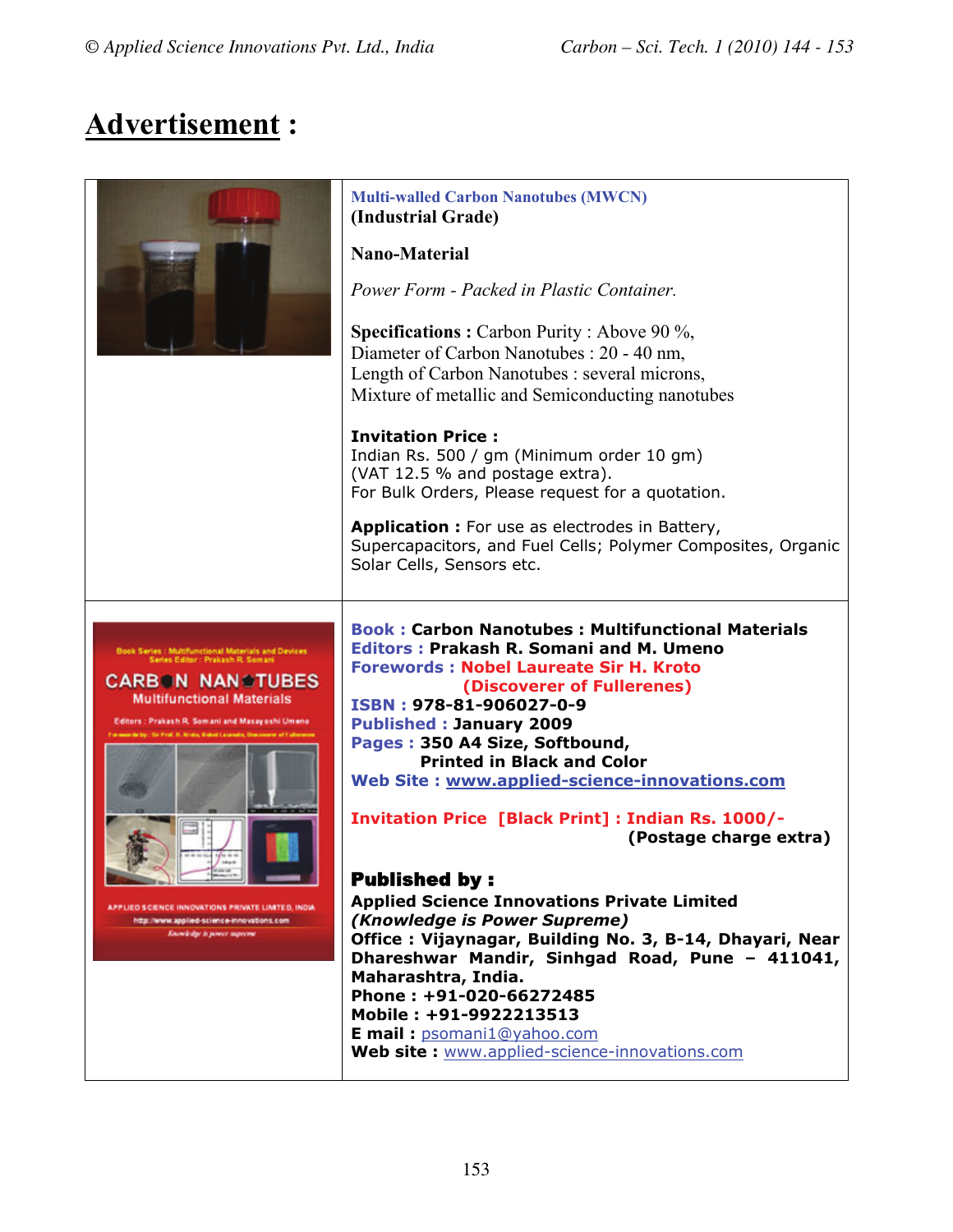# Advertisement :

**Multi-walled Carbon Nanotubes (MWCN)**
**(Industrial Grade)**

**Nano-Material**

*Power Form - Packed in Plastic Container.*

**Specifications :** Carbon Purity : Above 90 %,
Diameter of Carbon Nanotubes : 20 - 40 nm,
Length of Carbon Nanotubes : several microns,
Mixture of metallic and Semiconducting nanotubes

**Invitation Price :**
Indian Rs. 500 / gm (Minimum order 10 gm)
(VAT 12.5 % and postage extra).
For Bulk Orders, Please request for a quotation.

**Application :** For use as electrodes in Battery, Supercapacitors, and Fuel Cells; Polymer Composites, Organic Solar Cells, Sensors etc.

---

**Book : Carbon Nanotubes : Multifunctional Materials**
**Editors : Prakash R. Somani and M. Umeno**
**Forewords : Nobel Laureate Sir H. Kroto (Discoverer of Fullerenes)**
**ISBN : 978-81-906027-0-9**
**Published : January 2009**
**Pages : 350 A4 Size, Softbound, Printed in Black and Color**
**Web Site : www.applied-science-innovations.com**

**Invitation Price [Black Print] : Indian Rs. 1000/- (Postage charge extra)**

**Published by :**
**Applied Science Innovations Private Limited**
***(Knowledge is Power Supreme)***
**Office : Vijaynagar, Building No. 3, B-14, Dhayari, Near Dhareshwar Mandir, Sinhgad Road, Pune – 411041, Maharashtra, India.**
**Phone : +91-020-66272485**
**Mobile : +91-9922213513**
**E mail :** psomani1@yahoo.com
**Web site :** www.applied-science-innovations.com